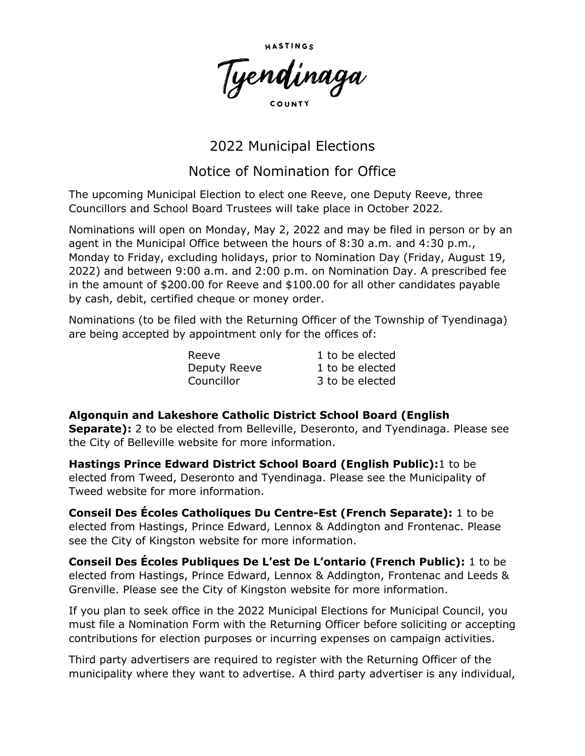HASTINGS

Tyendinaga

COUNTY

# 2022 Municipal Elections

## Notice of Nomination for Office

The upcoming Municipal Election to elect one Reeve, one Deputy Reeve, three Councillors and School Board Trustees will take place in October 2022.

Nominations will open on Monday, May 2, 2022 and may be filed in person or by an agent in the Municipal Office between the hours of 8:30 a.m. and 4:30 p.m., Monday to Friday, excluding holidays, prior to Nomination Day (Friday, August 19, 2022) and between 9:00 a.m. and 2:00 p.m. on Nomination Day. A prescribed fee in the amount of $200.00 for Reeve and $100.00 for all other candidates payable by cash, debit, certified cheque or money order.

Nominations (to be filed with the Returning Officer of the Township of Tyendinaga) are being accepted by appointment only for the offices of:

| | |
|---|---|
| Reeve | 1 to be elected |
| Deputy Reeve | 1 to be elected |
| Councillor | 3 to be elected |

**Algonquin and Lakeshore Catholic District School Board (English Separate):** 2 to be elected from Belleville, Deseronto, and Tyendinaga. Please see the City of Belleville website for more information.

**Hastings Prince Edward District School Board (English Public):**1 to be elected from Tweed, Deseronto and Tyendinaga. Please see the Municipality of Tweed website for more information.

**Conseil Des Écoles Catholiques Du Centre-Est (French Separate):** 1 to be elected from Hastings, Prince Edward, Lennox & Addington and Frontenac. Please see the City of Kingston website for more information.

**Conseil Des Écoles Publiques De L'est De L'ontario (French Public):** 1 to be elected from Hastings, Prince Edward, Lennox & Addington, Frontenac and Leeds & Grenville. Please see the City of Kingston website for more information.

If you plan to seek office in the 2022 Municipal Elections for Municipal Council, you must file a Nomination Form with the Returning Officer before soliciting or accepting contributions for election purposes or incurring expenses on campaign activities.

Third party advertisers are required to register with the Returning Officer of the municipality where they want to advertise. A third party advertiser is any individual,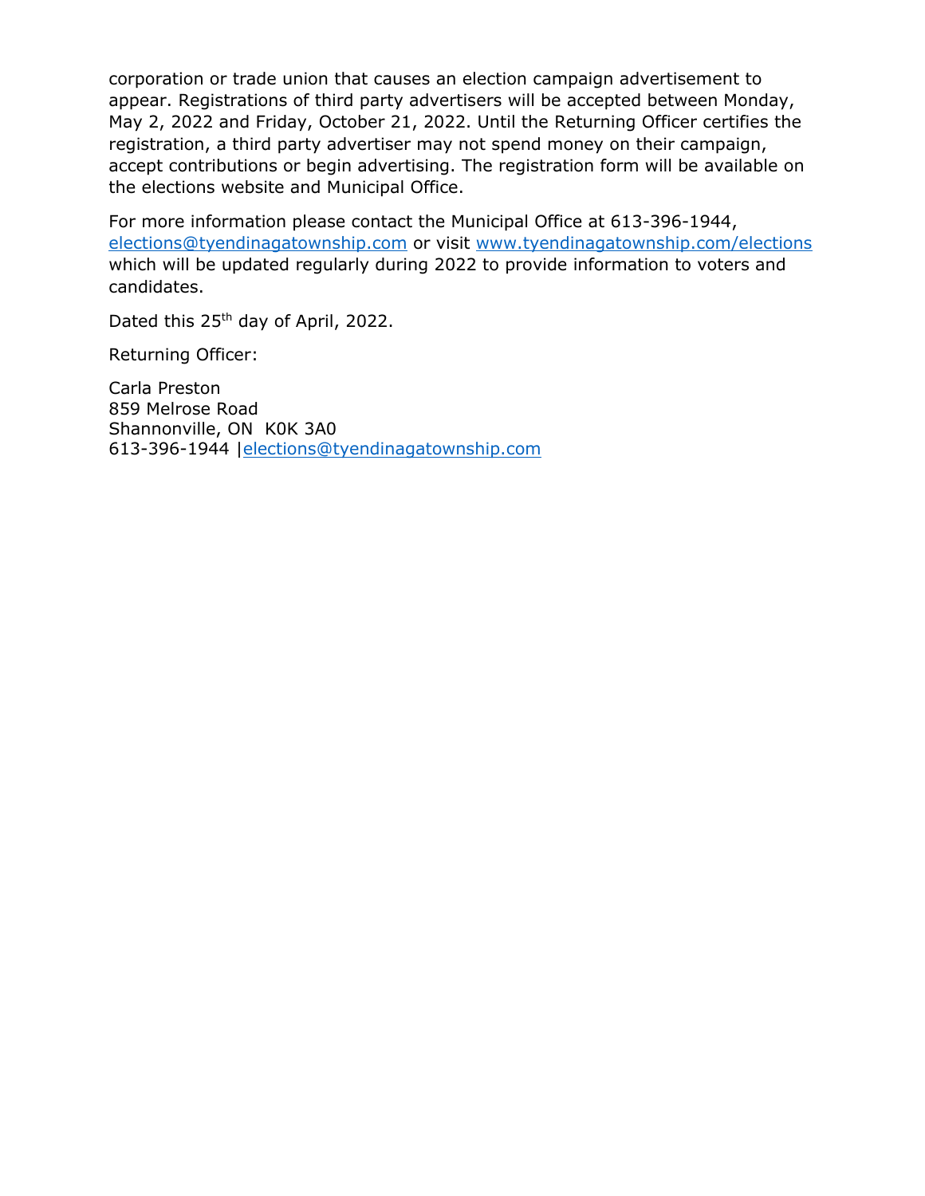corporation or trade union that causes an election campaign advertisement to appear. Registrations of third party advertisers will be accepted between Monday, May 2, 2022 and Friday, October 21, 2022. Until the Returning Officer certifies the registration, a third party advertiser may not spend money on their campaign, accept contributions or begin advertising. The registration form will be available on the elections website and Municipal Office.

For more information please contact the Municipal Office at 613-396-1944, elections@tyendinagatownship.com or visit www.tyendinagatownship.com/elections which will be updated regularly during 2022 to provide information to voters and candidates.

Dated this 25th day of April, 2022.

Returning Officer:

Carla Preston
859 Melrose Road
Shannonville, ON  K0K 3A0
613-396-1944 |elections@tyendinagatownship.com